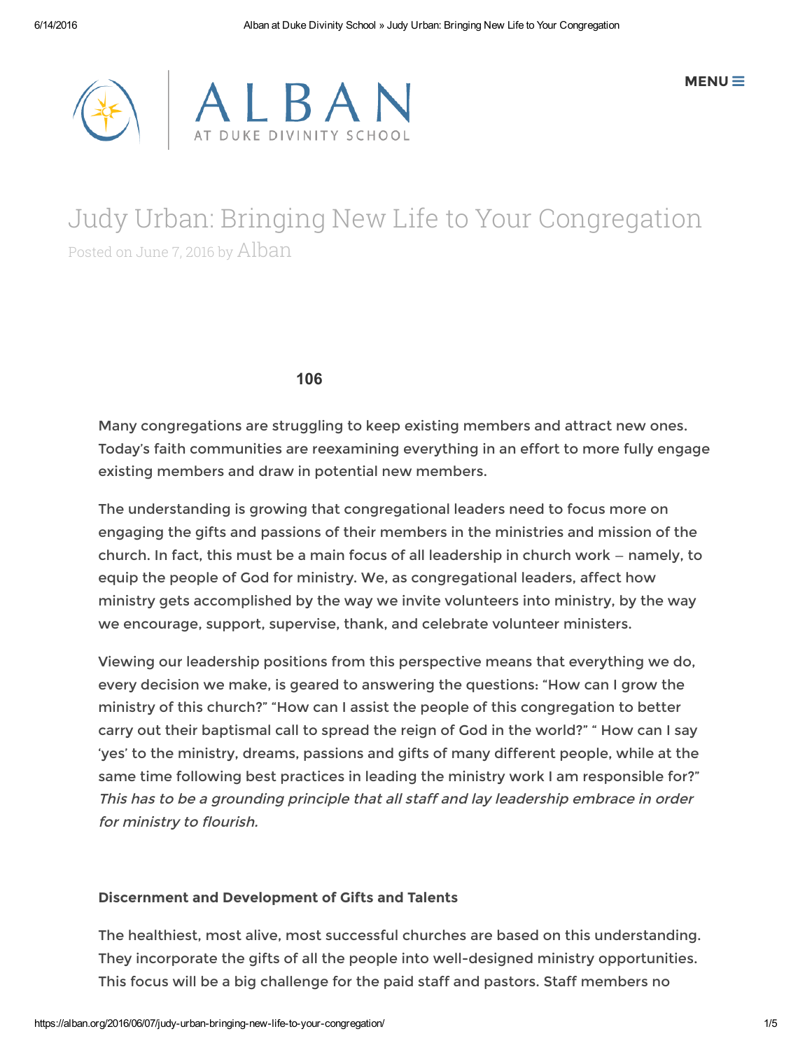# Judy Urban: Bringing New Life to Your Congregation

Posted on June 7, 2016 by Alban

**106**

Many congregations are struggling to keep existing members and attract new ones. Today's faith communities are reexamining everything in an effort to more fully engage existing members and draw in potential new members.

The understanding is growing that congregational leaders need to focus more on engaging the gifts and passions of their members in the ministries and mission of the church. In fact, this must be a main focus of all leadership in church work – namely, to equip the people of God for ministry. We, as congregational leaders, affect how ministry gets accomplished by the way we invite volunteers into ministry, by the way we encourage, support, supervise, thank, and celebrate volunteer ministers.

Viewing our leadership positions from this perspective means that everything we do, every decision we make, is geared to answering the questions: "How can I grow the ministry of this church?" "How can I assist the people of this congregation to better carry out their baptismal call to spread the reign of God in the world?" " How can I say 'yes' to the ministry, dreams, passions and gifts of many different people, while at the same time following best practices in leading the ministry work I am responsible for?" *This has to be a grounding principle that all staff and lay leadership embrace in order for ministry to flourish.*

**Discernment and Development of Gifts and Talents**

The healthiest, most alive, most successful churches are based on this understanding. They incorporate the gifts of all the people into well-designed ministry opportunities. This focus will be a big challenge for the paid staff and pastors. Staff members no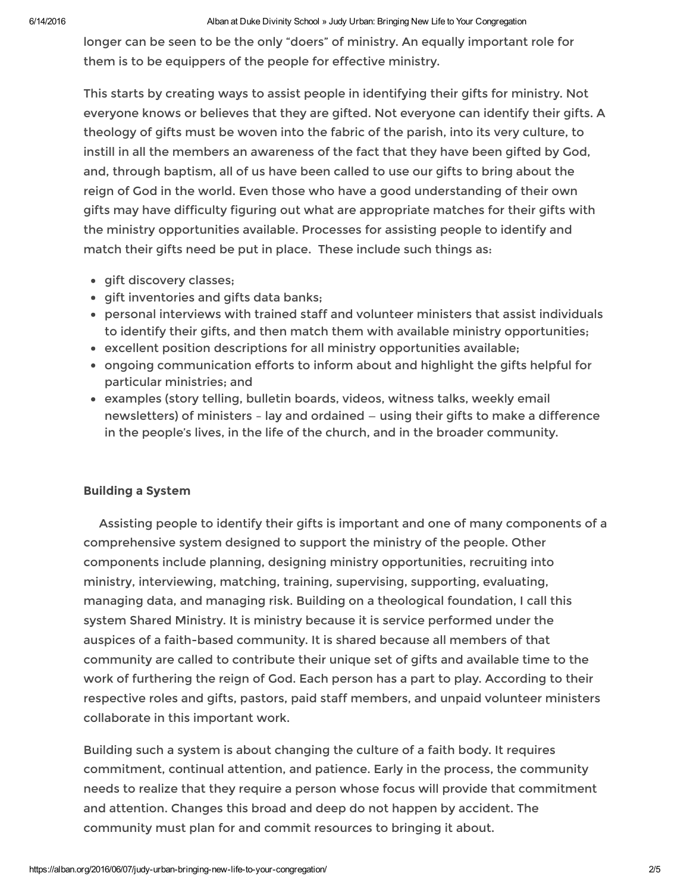longer can be seen to be the only "doers" of ministry. An equally important role for them is to be equippers of the people for effective ministry.

This starts by creating ways to assist people in identifying their gifts for ministry. Not everyone knows or believes that they are gifted. Not everyone can identify their gifts. A theology of gifts must be woven into the fabric of the parish, into its very culture, to instill in all the members an awareness of the fact that they have been gifted by God, and, through baptism, all of us have been called to use our gifts to bring about the reign of God in the world. Even those who have a good understanding of their own gifts may have difficulty figuring out what are appropriate matches for their gifts with the ministry opportunities available. Processes for assisting people to identify and match their gifts need be put in place. These include such things as:

- gift discovery classes;
- gift inventories and gifts data banks;
- personal interviews with trained staff and volunteer ministers that assist individuals to identify their gifts, and then match them with available ministry opportunities;
- excellent position descriptions for all ministry opportunities available;
- ongoing communication efforts to inform about and highlight the gifts helpful for particular ministries; and
- examples (story telling, bulletin boards, videos, witness talks, weekly email newsletters) of ministers – lay and ordained – using their gifts to make a difference in the people's lives, in the life of the church, and in the broader community.

**Building a System**

Assisting people to identify their gifts is important and one of many components of a comprehensive system designed to support the ministry of the people. Other components include planning, designing ministry opportunities, recruiting into ministry, interviewing, matching, training, supervising, supporting, evaluating, managing data, and managing risk. Building on a theological foundation, I call this system Shared Ministry. It is ministry because it is service performed under the auspices of a faith-based community. It is shared because all members of that community are called to contribute their unique set of gifts and available time to the work of furthering the reign of God. Each person has a part to play. According to their respective roles and gifts, pastors, paid staff members, and unpaid volunteer ministers collaborate in this important work.

Building such a system is about changing the culture of a faith body. It requires commitment, continual attention, and patience. Early in the process, the community needs to realize that they require a person whose focus will provide that commitment and attention. Changes this broad and deep do not happen by accident. The community must plan for and commit resources to bringing it about.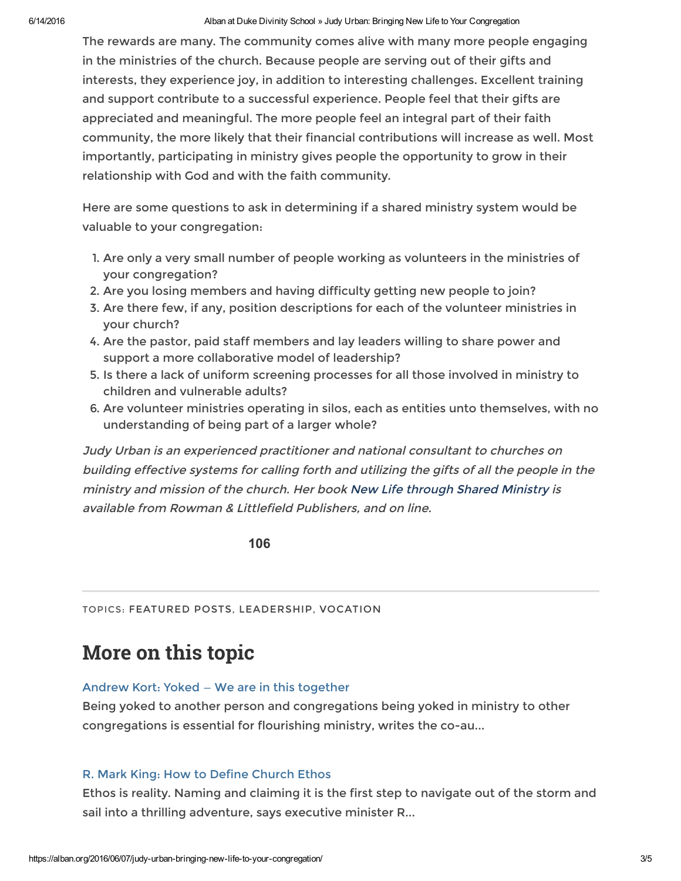The rewards are many. The community comes alive with many more people engaging in the ministries of the church. Because people are serving out of their gifts and interests, they experience joy, in addition to interesting challenges. Excellent training and support contribute to a successful experience. People feel that their gifts are appreciated and meaningful. The more people feel an integral part of their faith community, the more likely that their financial contributions will increase as well. Most importantly, participating in ministry gives people the opportunity to grow in their relationship with God and with the faith community.

Here are some questions to ask in determining if a shared ministry system would be valuable to your congregation:

1. Are only a very small number of people working as volunteers in the ministries of your congregation?
2. Are you losing members and having difficulty getting new people to join?
3. Are there few, if any, position descriptions for each of the volunteer ministries in your church?
4. Are the pastor, paid staff members and lay leaders willing to share power and support a more collaborative model of leadership?
5. Is there a lack of uniform screening processes for all those involved in ministry to children and vulnerable adults?
6. Are volunteer ministries operating in silos, each as entities unto themselves, with no understanding of being part of a larger whole?

*Judy Urban is an experienced practitioner and national consultant to churches on building effective systems for calling forth and utilizing the gifts of all the people in the ministry and mission of the church. Her book New Life through Shared Ministry is available from Rowman & Littlefield Publishers, and on line.*

**106**

TOPICS: FEATURED POSTS, LEADERSHIP, VOCATION

## More on this topic

Andrew Kort: Yoked — We are in this together

Being yoked to another person and congregations being yoked in ministry to other congregations is essential for flourishing ministry, writes the co-au...

R. Mark King: How to Define Church Ethos

Ethos is reality. Naming and claiming it is the first step to navigate out of the storm and sail into a thrilling adventure, says executive minister R...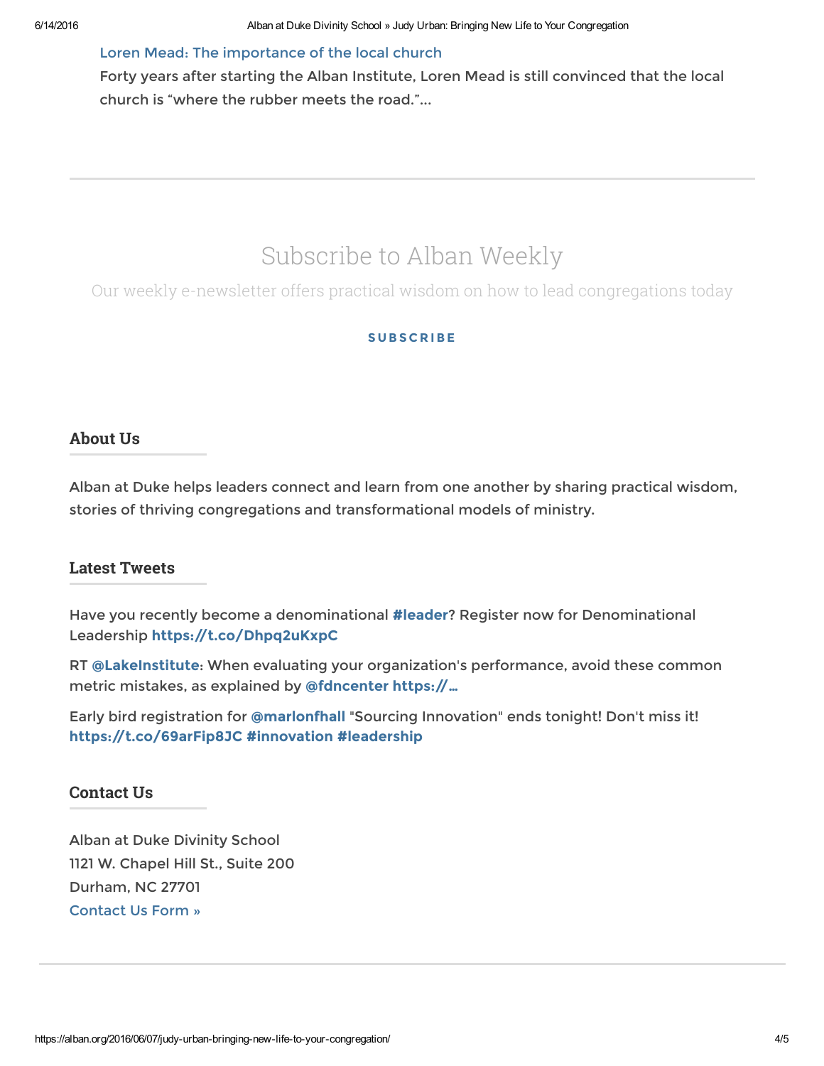Loren Mead: The importance of the local church

Forty years after starting the Alban Institute, Loren Mead is still convinced that the local church is "where the rubber meets the road."...

---

## Subscribe to Alban Weekly

Our weekly e-newsletter offers practical wisdom on how to lead congregations today

**SUBSCRIBE**

### About Us

Alban at Duke helps leaders connect and learn from one another by sharing practical wisdom, stories of thriving congregations and transformational models of ministry.

### Latest Tweets

Have you recently become a denominational **#leader**? Register now for Denominational Leadership **https://t.co/Dhpq2uKxpC**

RT **@LakeInstitute**: When evaluating your organization's performance, avoid these common metric mistakes, as explained by **@fdncenter https://...**

Early bird registration for **@marlonfhall** "Sourcing Innovation" ends tonight! Don't miss it! **https://t.co/69arFip8JC #innovation #leadership**

### Contact Us

Alban at Duke Divinity School
1121 W. Chapel Hill St., Suite 200
Durham, NC 27701
Contact Us Form »